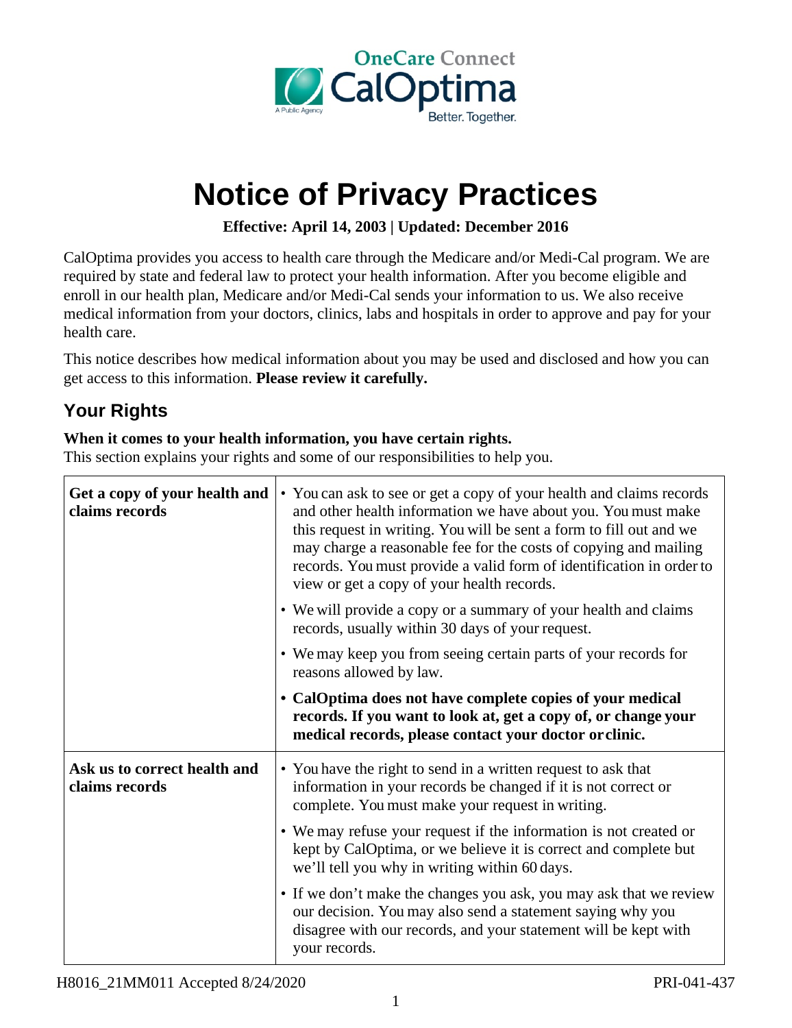# Notice of Privacy Practices

**Effective: April 14, 2003 | Updated: December 2016**

CalOptima provides you access to health care through the Medicare and/or Medi-Cal program. We are required by state and federal law to protect your health information. After you become eligible and enroll in our health plan, Medicare and/or Medi-Cal sends your information to us. We also receive medical information from your doctors, clinics, labs and hospitals in order to approve and pay for your health care.

This notice describes how medical information about you may be used and disclosed and how you can get access to this information. **Please review it carefully.**

## Your Rights

**When it comes to your health information, you have certain rights.**
This section explains your rights and some of our responsibilities to help you.

| | |
|---|---|
| **Get a copy of your health and claims records** | • You can ask to see or get a copy of your health and claims records and other health information we have about you. You must make this request in writing. You will be sent a form to fill out and we may charge a reasonable fee for the costs of copying and mailing records. You must provide a valid form of identification in order to view or get a copy of your health records.<br>• We will provide a copy or a summary of your health and claims records, usually within 30 days of your request.<br>• We may keep you from seeing certain parts of your records for reasons allowed by law.<br>• **CalOptima does not have complete copies of your medical records. If you want to look at, get a copy of, or change your medical records, please contact your doctor or clinic.** |
| **Ask us to correct health and claims records** | • You have the right to send in a written request to ask that information in your records be changed if it is not correct or complete. You must make your request in writing.<br>• We may refuse your request if the information is not created or kept by CalOptima, or we believe it is correct and complete but we'll tell you why in writing within 60 days.<br>• If we don't make the changes you ask, you may ask that we review our decision. You may also send a statement saying why you disagree with our records, and your statement will be kept with your records. |

H8016_21MM011 Accepted 8/24/2020 PRI-041-437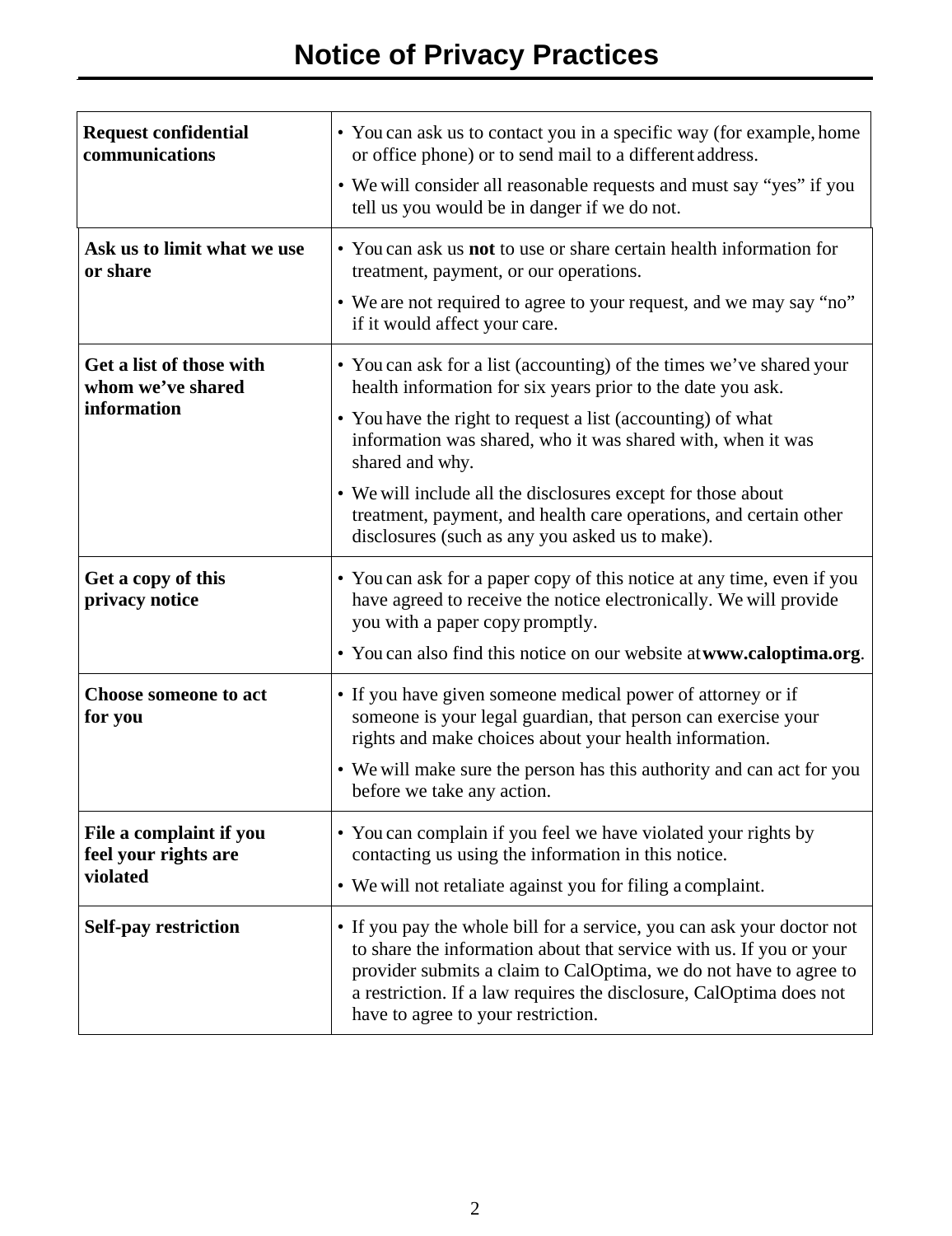# Notice of Privacy Practices

| | |
|---|---|
| **Request confidential communications** | • You can ask us to contact you in a specific way (for example, home or office phone) or to send mail to a different address.<br>• We will consider all reasonable requests and must say "yes" if you tell us you would be in danger if we do not. |
| **Ask us to limit what we use or share** | • You can ask us **not** to use or share certain health information for treatment, payment, or our operations.<br>• We are not required to agree to your request, and we may say "no" if it would affect your care. |
| **Get a list of those with whom we've shared information** | • You can ask for a list (accounting) of the times we've shared your health information for six years prior to the date you ask.<br>• You have the right to request a list (accounting) of what information was shared, who it was shared with, when it was shared and why.<br>• We will include all the disclosures except for those about treatment, payment, and health care operations, and certain other disclosures (such as any you asked us to make). |
| **Get a copy of this privacy notice** | • You can ask for a paper copy of this notice at any time, even if you have agreed to receive the notice electronically. We will provide you with a paper copy promptly.<br>• You can also find this notice on our website at **www.caloptima.org**. |
| **Choose someone to act for you** | • If you have given someone medical power of attorney or if someone is your legal guardian, that person can exercise your rights and make choices about your health information.<br>• We will make sure the person has this authority and can act for you before we take any action. |
| **File a complaint if you feel your rights are violated** | • You can complain if you feel we have violated your rights by contacting us using the information in this notice.<br>• We will not retaliate against you for filing a complaint. |
| **Self-pay restriction** | • If you pay the whole bill for a service, you can ask your doctor not to share the information about that service with us. If you or your provider submits a claim to CalOptima, we do not have to agree to a restriction. If a law requires the disclosure, CalOptima does not have to agree to your restriction. |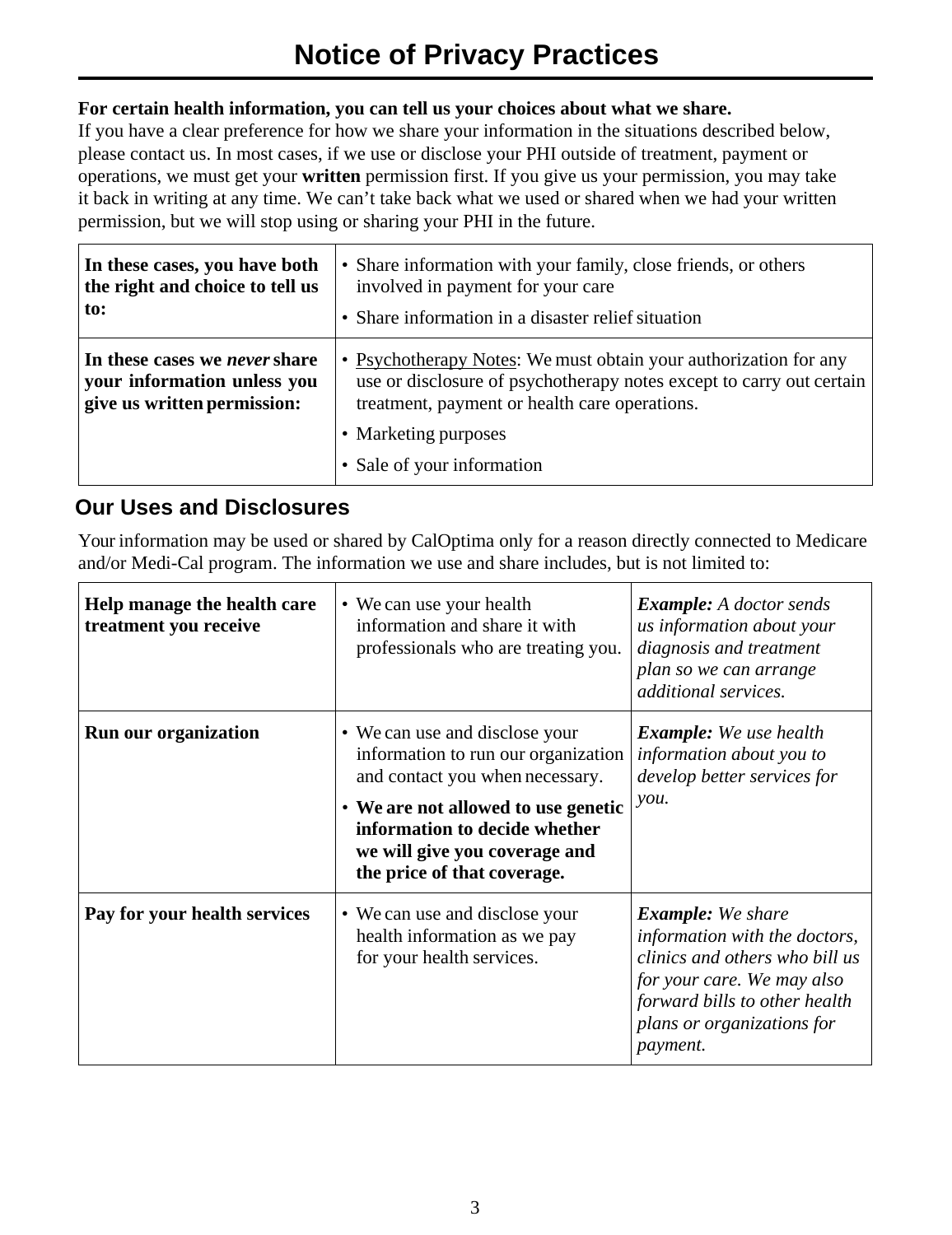// Notice of Privacy Practices

**For certain health information, you can tell us your choices about what we share.**
If you have a clear preference for how we share your information in the situations described below, please contact us. In most cases, if we use or disclose your PHI outside of treatment, payment or operations, we must get your **written** permission first. If you give us your permission, you may take it back in writing at any time. We can't take back what we used or shared when we had your written permission, but we will stop using or sharing your PHI in the future.

| | |
|---|---|
| **In these cases, you have both the right and choice to tell us to:** | • Share information with your family, close friends, or others involved in payment for your care<br>• Share information in a disaster relief situation |
| **In these cases we *never* share your information unless you give us written permission:** | • <u>Psychotherapy Notes</u>: We must obtain your authorization for any use or disclosure of psychotherapy notes except to carry out certain treatment, payment or health care operations.<br>• Marketing purposes<br>• Sale of your information |

## Our Uses and Disclosures

Your information may be used or shared by CalOptima only for a reason directly connected to Medicare and/or Medi-Cal program. The information we use and share includes, but is not limited to:

| | | |
|---|---|---|
| **Help manage the health care treatment you receive** | • We can use your health information and share it with professionals who are treating you. | ***Example:*** *A doctor sends us information about your diagnosis and treatment plan so we can arrange additional services.* |
| **Run our organization** | • We can use and disclose your information to run our organization and contact you when necessary.<br>• **We are not allowed to use genetic information to decide whether we will give you coverage and the price of that coverage.** | ***Example:*** *We use health information about you to develop better services for you.* |
| **Pay for your health services** | • We can use and disclose your health information as we pay for your health services. | ***Example:*** *We share information with the doctors, clinics and others who bill us for your care. We may also forward bills to other health plans or organizations for payment.* |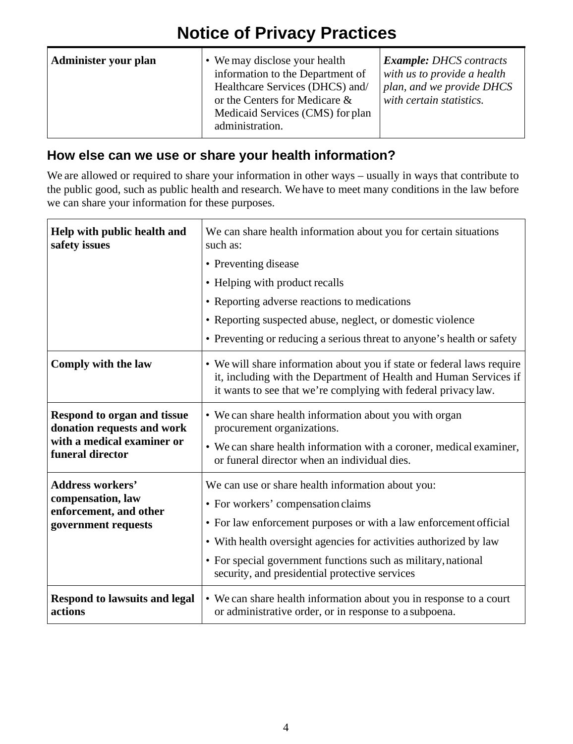# Notice of Privacy Practices

| Administer your plan | • We may disclose your health information to the Department of Healthcare Services (DHCS) and/ or the Centers for Medicare & Medicaid Services (CMS) for plan administration. | ***Example:*** *DHCS contracts with us to provide a health plan, and we provide DHCS with certain statistics.* |
|---|---|---|

## How else can we use or share your health information?

We are allowed or required to share your information in other ways – usually in ways that contribute to the public good, such as public health and research. We have to meet many conditions in the law before we can share your information for these purposes.

| | |
|---|---|
| **Help with public health and safety issues** | We can share health information about you for certain situations such as:<br>• Preventing disease<br>• Helping with product recalls<br>• Reporting adverse reactions to medications<br>• Reporting suspected abuse, neglect, or domestic violence<br>• Preventing or reducing a serious threat to anyone's health or safety |
| **Comply with the law** | • We will share information about you if state or federal laws require it, including with the Department of Health and Human Services if it wants to see that we're complying with federal privacy law. |
| **Respond to organ and tissue donation requests and work with a medical examiner or funeral director** | • We can share health information about you with organ procurement organizations.<br>• We can share health information with a coroner, medical examiner, or funeral director when an individual dies. |
| **Address workers' compensation, law enforcement, and other government requests** | We can use or share health information about you:<br>• For workers' compensation claims<br>• For law enforcement purposes or with a law enforcement official<br>• With health oversight agencies for activities authorized by law<br>• For special government functions such as military, national security, and presidential protective services |
| **Respond to lawsuits and legal actions** | • We can share health information about you in response to a court or administrative order, or in response to a subpoena. |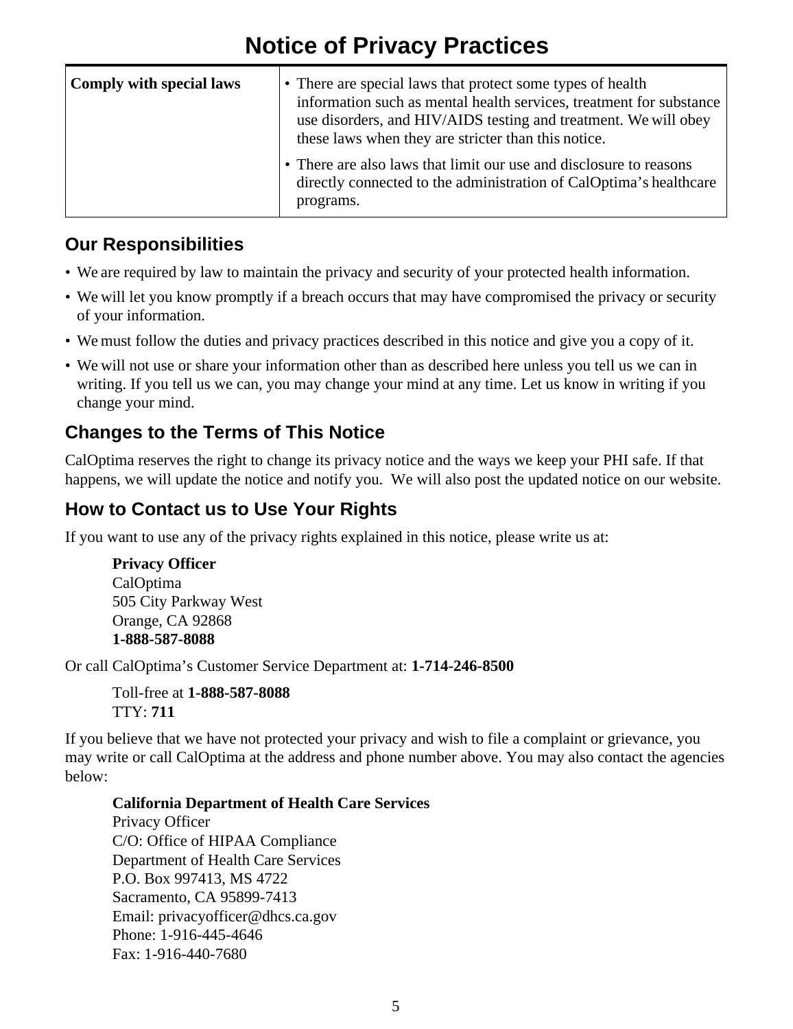# Notice of Privacy Practices

| | |
|---|---|
| **Comply with special laws** | • There are special laws that protect some types of health information such as mental health services, treatment for substance use disorders, and HIV/AIDS testing and treatment. We will obey these laws when they are stricter than this notice.<br>• There are also laws that limit our use and disclosure to reasons directly connected to the administration of CalOptima's healthcare programs. |

## Our Responsibilities

- We are required by law to maintain the privacy and security of your protected health information.
- We will let you know promptly if a breach occurs that may have compromised the privacy or security of your information.
- We must follow the duties and privacy practices described in this notice and give you a copy of it.
- We will not use or share your information other than as described here unless you tell us we can in writing. If you tell us we can, you may change your mind at any time. Let us know in writing if you change your mind.

## Changes to the Terms of This Notice

CalOptima reserves the right to change its privacy notice and the ways we keep your PHI safe. If that happens, we will update the notice and notify you. We will also post the updated notice on our website.

## How to Contact us to Use Your Rights

If you want to use any of the privacy rights explained in this notice, please write us at:

**Privacy Officer**
CalOptima
505 City Parkway West
Orange, CA 92868
**1-888-587-8088**

Or call CalOptima's Customer Service Department at: **1-714-246-8500**

Toll-free at **1-888-587-8088**
TTY: **711**

If you believe that we have not protected your privacy and wish to file a complaint or grievance, you may write or call CalOptima at the address and phone number above. You may also contact the agencies below:

**California Department of Health Care Services**
Privacy Officer
C/O: Office of HIPAA Compliance
Department of Health Care Services
P.O. Box 997413, MS 4722
Sacramento, CA 95899-7413
Email: privacyofficer@dhcs.ca.gov
Phone: 1-916-445-4646
Fax: 1-916-440-7680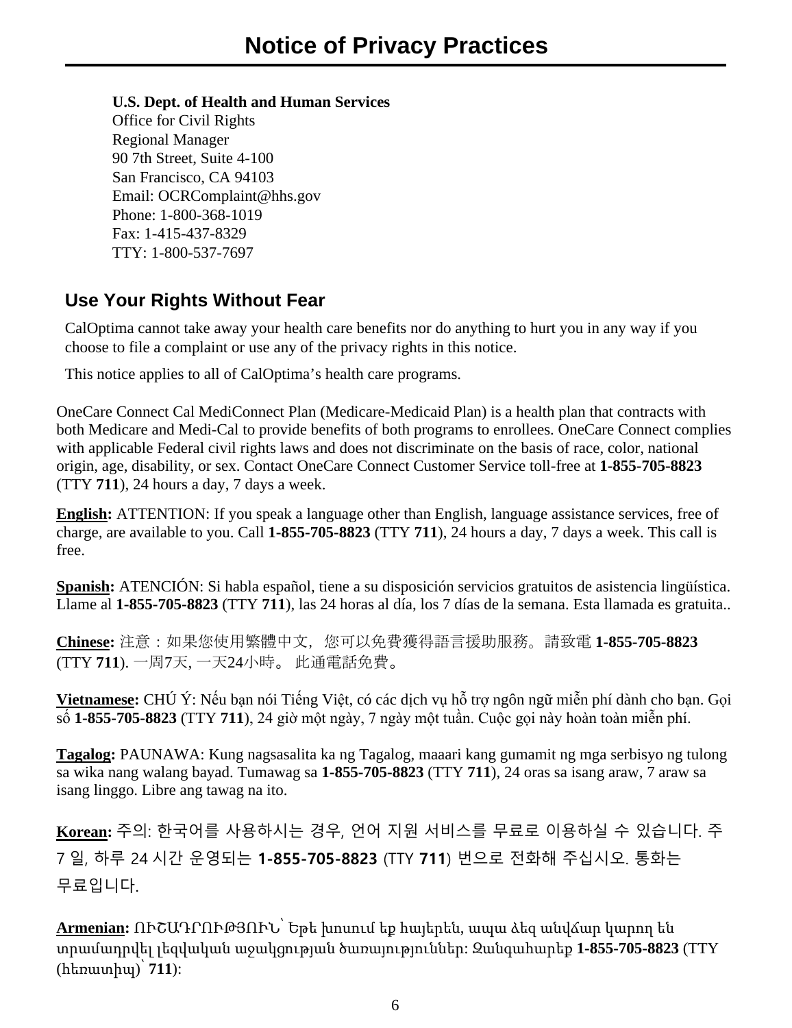# Notice of Privacy Practices

**U.S. Dept. of Health and Human Services**
Office for Civil Rights
Regional Manager
90 7th Street, Suite 4-100
San Francisco, CA 94103
Email: OCRComplaint@hhs.gov
Phone: 1-800-368-1019
Fax: 1-415-437-8329
TTY: 1-800-537-7697

## Use Your Rights Without Fear

CalOptima cannot take away your health care benefits nor do anything to hurt you in any way if you choose to file a complaint or use any of the privacy rights in this notice.

This notice applies to all of CalOptima's health care programs.

OneCare Connect Cal MediConnect Plan (Medicare-Medicaid Plan) is a health plan that contracts with both Medicare and Medi-Cal to provide benefits of both programs to enrollees. OneCare Connect complies with applicable Federal civil rights laws and does not discriminate on the basis of race, color, national origin, age, disability, or sex. Contact OneCare Connect Customer Service toll-free at **1-855-705-8823** (TTY **711**), 24 hours a day, 7 days a week.

**English:** ATTENTION: If you speak a language other than English, language assistance services, free of charge, are available to you. Call **1-855-705-8823** (TTY **711**), 24 hours a day, 7 days a week. This call is free.

**Spanish:** ATENCIÓN: Si habla español, tiene a su disposición servicios gratuitos de asistencia lingüística. Llame al **1-855-705-8823** (TTY **711**), las 24 horas al día, los 7 días de la semana. Esta llamada es gratuita..

**Chinese:** 注意：如果您使用繁體中文，您可以免費獲得語言援助服務。請致電 **1-855-705-8823** (TTY **711**). 一周7天, 一天24小時。 此通電話免費。

**Vietnamese:** CHÚ Ý: Nếu bạn nói Tiếng Việt, có các dịch vụ hỗ trợ ngôn ngữ miễn phí dành cho bạn. Gọi số **1-855-705-8823** (TTY **711**), 24 giờ một ngày, 7 ngày một tuần. Cuộc gọi này hoàn toàn miễn phí.

**Tagalog:** PAUNAWA: Kung nagsasalita ka ng Tagalog, maaari kang gumamit ng mga serbisyo ng tulong sa wika nang walang bayad. Tumawag sa **1-855-705-8823** (TTY **711**), 24 oras sa isang araw, 7 araw sa isang linggo. Libre ang tawag na ito.

**Korean:** 주의: 한국어를 사용하시는 경우, 언어 지원 서비스를 무료로 이용하실 수 있습니다. 주 7 일, 하루 24 시간 운영되는 **1-855-705-8823** (TTY **711**) 번으로 전화해 주십시오. 통화는 무료입니다.

**Armenian:** ՈՒՇԱԴՐՈՒԹՅՈՒՆ՝ Եթե խոսում եք հայերեն, ապա ձեզ անվճար կարող են տրամադրվել լեզվական աջակցության ծառայություններ: Զանգահարեք **1-855-705-8823** (TTY (հեռատիպ)՝ **711**):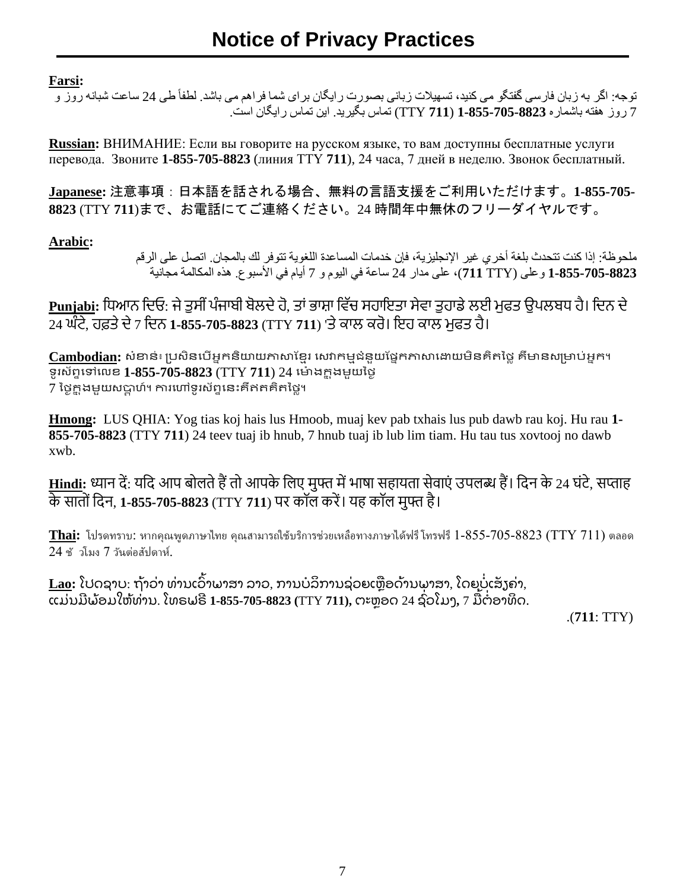# Notice of Privacy Practices

**Farsi:**
توجه: اگر به زبان فارسی گفتگو می کنید، تسهیلات زبانی بصورت رایگان برای شما فراهم می باشد. لطفاً طی 24 ساعت شبانه روز و 7 روز هفته باشماره **1-855-705-8823** (TTY **711**) تماس بگیرید. این تماس رایگان است.

**Russian:** ВНИМАНИЕ: Если вы говорите на русском языке, то вам доступны бесплатные услуги перевода. Звоните **1-855-705-8823** (линия TTY **711**), 24 часа, 7 дней в неделю. Звонок бесплатный.

**Japanese:** 注意事項：日本語を話される場合、無料の言語支援をご利用いただけます。**1-855-705-8823** (TTY **711**)まで、お電話にてご連絡ください。24 時間年中無休のフリーダイヤルです。

**Arabic:**
ملحوظة: إذا كنت تتحدث بلغة أخري غير الإنجليزية، فإن خدمات المساعدة اللغوية تتوفر لك بالمجان. اتصل على الرقم **1-855-705-8823** وعلى (**711** TTY)، على مدار 24 ساعة في اليوم و 7 أيام في الأسبوع. هذه المكالمة مجانية

**Punjabi:** ਧਿਆਨ ਦਿਓ: ਜੇ ਤੁਸੀਂ ਪੰਜਾਬੀ ਬੋਲਦੇ ਹੋ, ਤਾਂ ਭਾਸ਼ਾ ਵਿੱਚ ਸਹਾਇਤਾ ਸੇਵਾ ਤੁਹਾਡੇ ਲਈ ਮੁਫਤ ਉਪਲਬਧ ਹੈ। ਦਿਨ ਦੇ 24 ਘੰਟੇ, ਹਫ਼ਤੇ ਦੇ 7 ਦਿਨ **1-855-705-8823** (TTY **711**) 'ਤੇ ਕਾਲ ਕਰੋ। ਇਹ ਕਾਲ ਮੁਫਤ ਹੈ।

**Cambodian:** សំខាន់៖ ប្រសិនបើអ្នកនិយាយភាសាខ្មែរ សេវាកម្មជំនួយផ្នែកភាសាដោយមិនគិតថ្លៃ គឺមានសម្រាប់អ្នក។ ទូរស័ព្ទទៅលេខ **1-855-705-8823** (TTY **711**) 24 ម៉ោងក្នុងមួយថ្ងៃ 7 ថ្ងៃក្នុងមួយសប្តាហ៍។ ការហៅទូរស័ព្ទនេះគឺឥតគិតថ្លៃ។

**Hmong:** LUS QHIA: Yog tias koj hais lus Hmoob, muaj kev pab txhais lus pub dawb rau koj. Hu rau **1-855-705-8823** (TTY **711**) 24 teev tuaj ib hnub, 7 hnub tuaj ib lub lim tiam. Hu tau tus xovtooj no dawb xwb.

**Hindi:** ध्यान दें: यदि आप बोलते हैं तो आपके लिए मुफ्त में भाषा सहायता सेवाएं उपलब्ध हैं। दिन के 24 घंटे, सप्ताह के सातों दिन, **1-855-705-8823** (TTY **711**) पर कॉल करें। यह कॉल मुफ्त है।

**Thai:** โปรดทราบ: หากคุณพูดภาษาไทย คุณสามารถใช้บริการช่วยเหลือทางภาษาได้ฟรี โทรฟรี 1-855-705-8823 (TTY 711) ตลอด 24 ชั่วโมง 7 วันต่อสัปดาห์.

**Lao:** ໂປດຊາບ: ຖ້າວ່າ ທ່ານເວົ້າພາສາ ລາວ, ການບໍລິການຊ່ວຍເຫຼືອດ້ານພາສາ, ໂດຍບໍ່ເສັຽຄ່າ, ແມ່ນມີພ້ອມໃຫ້ທ່ານ. ໂທຣຟຣີ **1-855-705-8823 (**TTY **711),** ຕະຫຼອດ 24 ຊົ່ວໂມງ, 7 ມື້ຕໍ່ອາທິດ.

.(**711**: TTY)